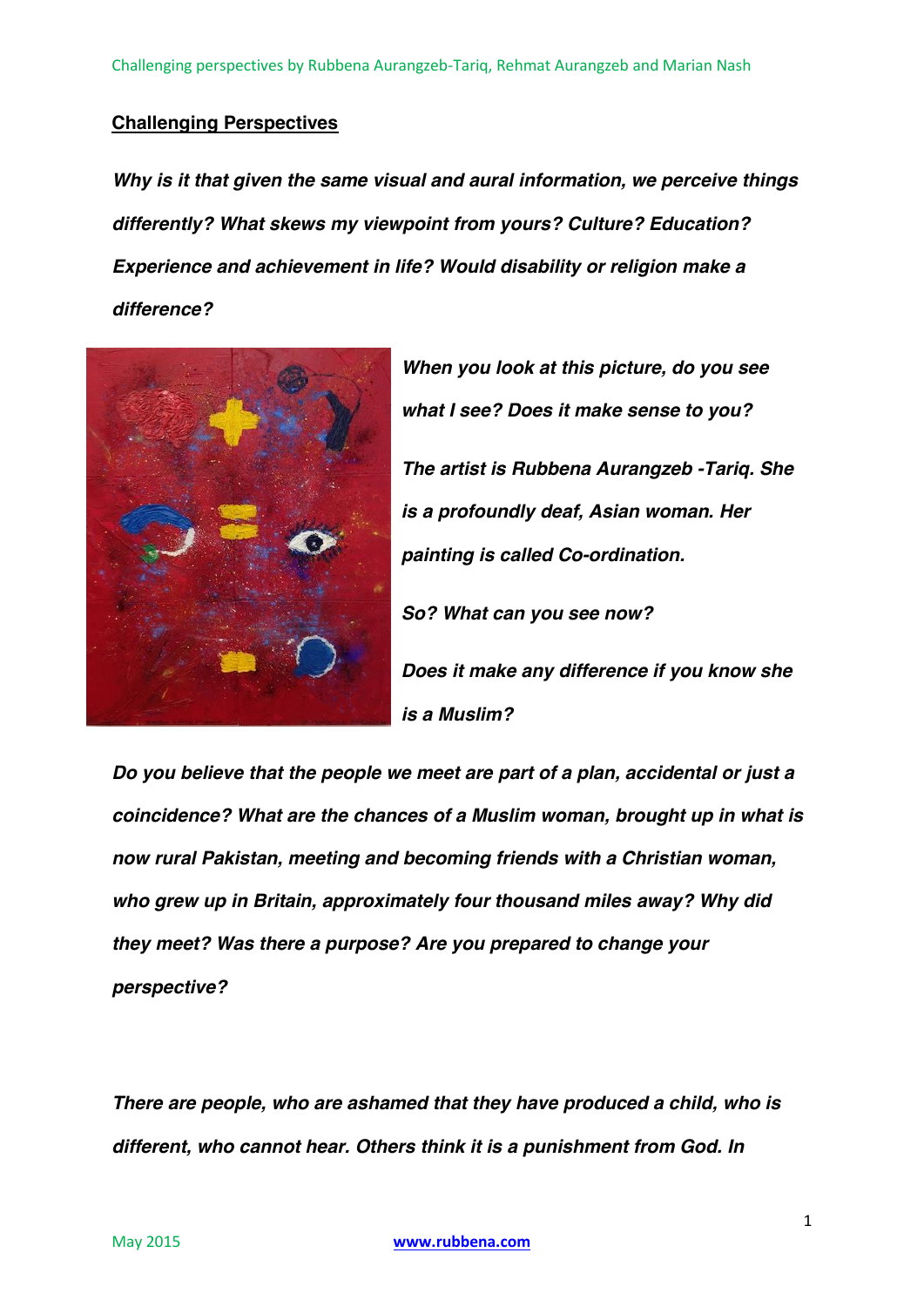## Challenging Perspectives

***Why is it that given the same visual and aural information, we perceive things differently? What skews my viewpoint from yours? Culture? Education? Experience and achievement in life? Would disability or religion make a difference?***

***When you look at this picture, do you see what I see? Does it make sense to you?***

***The artist is Rubbena Aurangzeb -Tariq. She is a profoundly deaf, Asian woman. Her painting is called Co-ordination.***

***So? What can you see now?***

***Does it make any difference if you know she is a Muslim?***

***Do you believe that the people we meet are part of a plan, accidental or just a coincidence? What are the chances of a Muslim woman, brought up in what is now rural Pakistan, meeting and becoming friends with a Christian woman, who grew up in Britain, approximately four thousand miles away? Why did they meet? Was there a purpose? Are you prepared to change your perspective?***

***There are people, who are ashamed that they have produced a child, who is different, who cannot hear. Others think it is a punishment from God. In***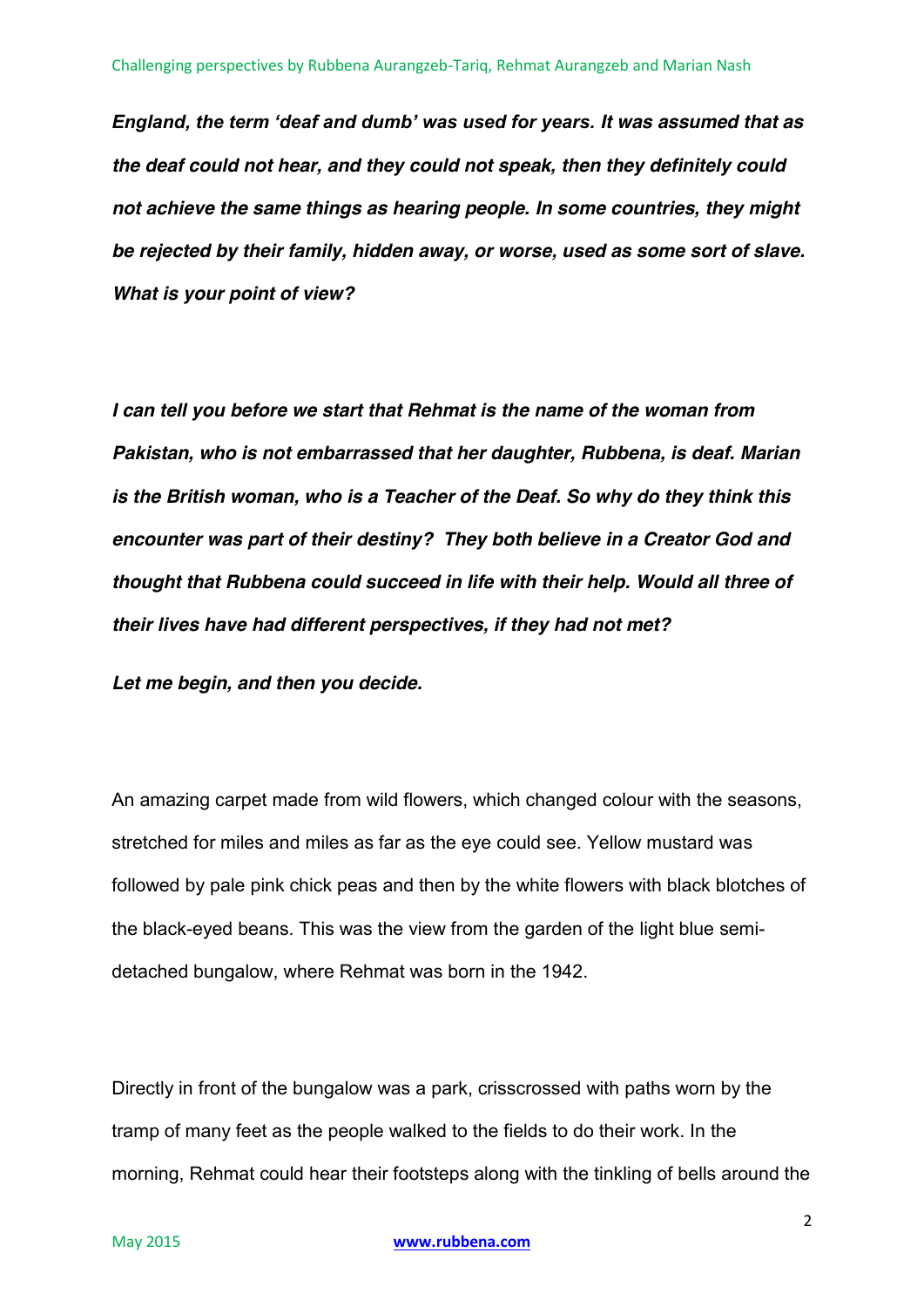***England, the term 'deaf and dumb' was used for years. It was assumed that as the deaf could not hear, and they could not speak, then they definitely could not achieve the same things as hearing people. In some countries, they might be rejected by their family, hidden away, or worse, used as some sort of slave. What is your point of view?***

***I can tell you before we start that Rehmat is the name of the woman from Pakistan, who is not embarrassed that her daughter, Rubbena, is deaf. Marian is the British woman, who is a Teacher of the Deaf. So why do they think this encounter was part of their destiny? They both believe in a Creator God and thought that Rubbena could succeed in life with their help. Would all three of their lives have had different perspectives, if they had not met?***

***Let me begin, and then you decide.***

An amazing carpet made from wild flowers, which changed colour with the seasons, stretched for miles and miles as far as the eye could see. Yellow mustard was followed by pale pink chick peas and then by the white flowers with black blotches of the black-eyed beans. This was the view from the garden of the light blue semi-detached bungalow, where Rehmat was born in the 1942.

Directly in front of the bungalow was a park, crisscrossed with paths worn by the tramp of many feet as the people walked to the fields to do their work. In the morning, Rehmat could hear their footsteps along with the tinkling of bells around the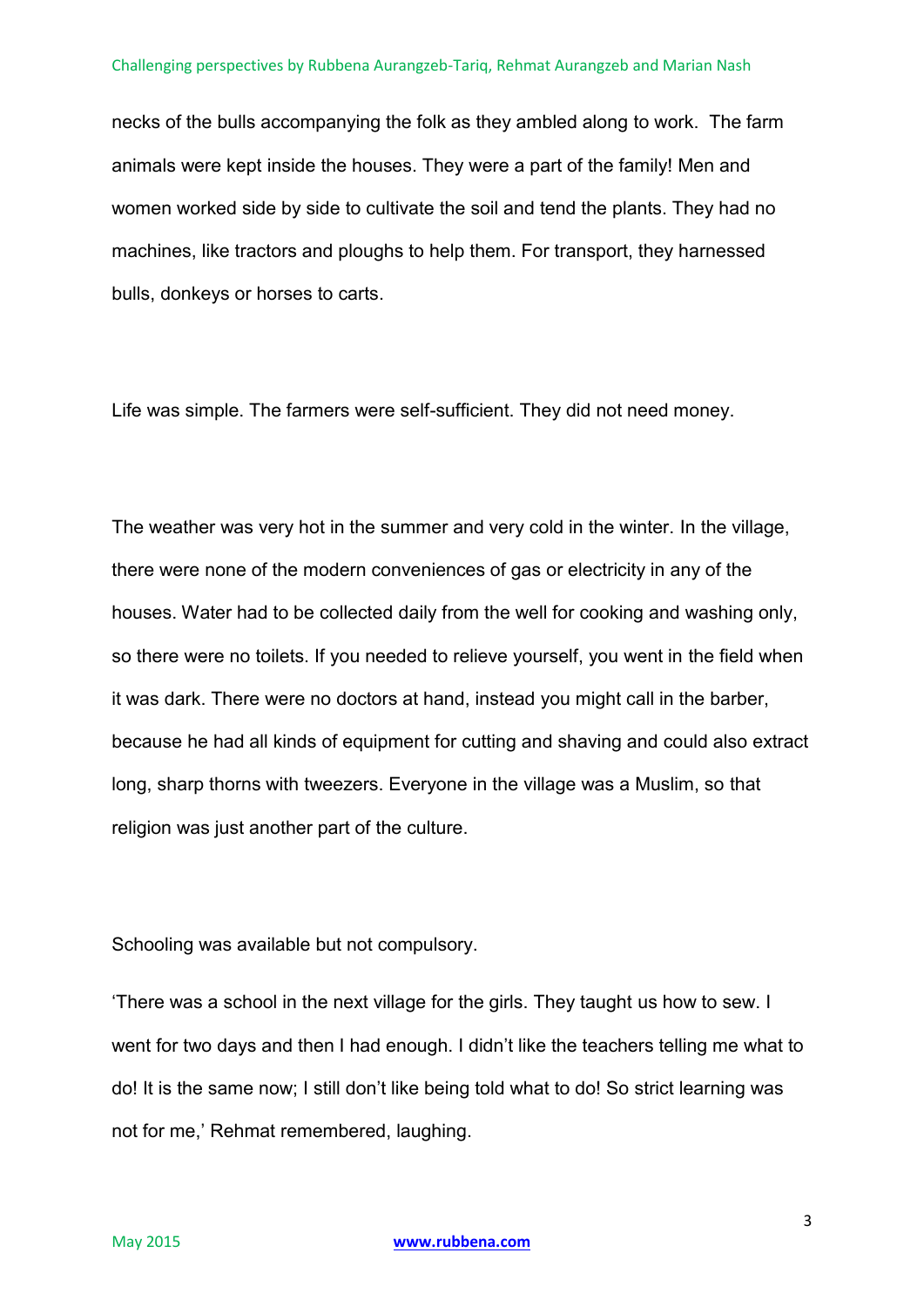necks of the bulls accompanying the folk as they ambled along to work. The farm animals were kept inside the houses. They were a part of the family! Men and women worked side by side to cultivate the soil and tend the plants. They had no machines, like tractors and ploughs to help them. For transport, they harnessed bulls, donkeys or horses to carts.

Life was simple. The farmers were self-sufficient. They did not need money.

The weather was very hot in the summer and very cold in the winter. In the village, there were none of the modern conveniences of gas or electricity in any of the houses. Water had to be collected daily from the well for cooking and washing only, so there were no toilets. If you needed to relieve yourself, you went in the field when it was dark. There were no doctors at hand, instead you might call in the barber, because he had all kinds of equipment for cutting and shaving and could also extract long, sharp thorns with tweezers. Everyone in the village was a Muslim, so that religion was just another part of the culture.

Schooling was available but not compulsory.

'There was a school in the next village for the girls. They taught us how to sew. I went for two days and then I had enough. I didn't like the teachers telling me what to do! It is the same now; I still don't like being told what to do! So strict learning was not for me,' Rehmat remembered, laughing.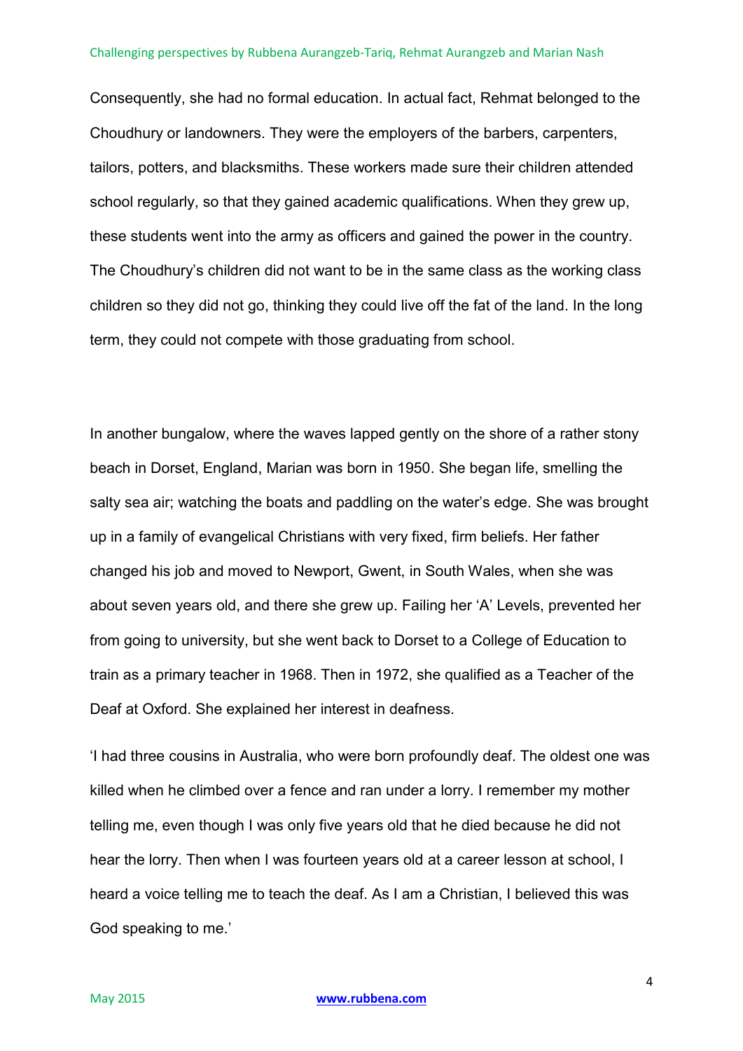Consequently, she had no formal education. In actual fact, Rehmat belonged to the Choudhury or landowners. They were the employers of the barbers, carpenters, tailors, potters, and blacksmiths. These workers made sure their children attended school regularly, so that they gained academic qualifications. When they grew up, these students went into the army as officers and gained the power in the country. The Choudhury's children did not want to be in the same class as the working class children so they did not go, thinking they could live off the fat of the land. In the long term, they could not compete with those graduating from school.

In another bungalow, where the waves lapped gently on the shore of a rather stony beach in Dorset, England, Marian was born in 1950. She began life, smelling the salty sea air; watching the boats and paddling on the water's edge. She was brought up in a family of evangelical Christians with very fixed, firm beliefs. Her father changed his job and moved to Newport, Gwent, in South Wales, when she was about seven years old, and there she grew up. Failing her 'A' Levels, prevented her from going to university, but she went back to Dorset to a College of Education to train as a primary teacher in 1968. Then in 1972, she qualified as a Teacher of the Deaf at Oxford. She explained her interest in deafness.

'I had three cousins in Australia, who were born profoundly deaf. The oldest one was killed when he climbed over a fence and ran under a lorry. I remember my mother telling me, even though I was only five years old that he died because he did not hear the lorry. Then when I was fourteen years old at a career lesson at school, I heard a voice telling me to teach the deaf. As I am a Christian, I believed this was God speaking to me.'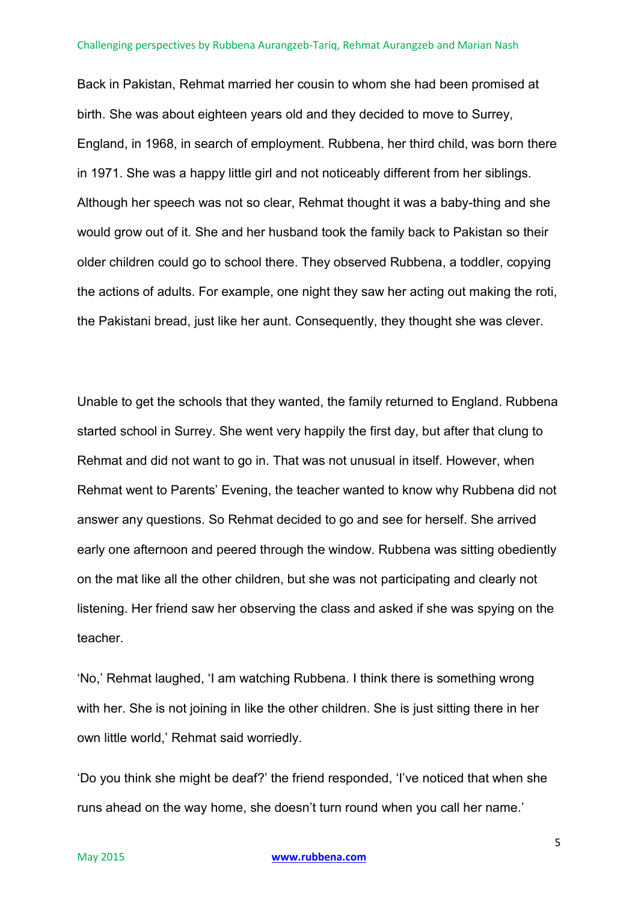Back in Pakistan, Rehmat married her cousin to whom she had been promised at birth. She was about eighteen years old and they decided to move to Surrey, England, in 1968, in search of employment. Rubbena, her third child, was born there in 1971. She was a happy little girl and not noticeably different from her siblings. Although her speech was not so clear, Rehmat thought it was a baby-thing and she would grow out of it. She and her husband took the family back to Pakistan so their older children could go to school there. They observed Rubbena, a toddler, copying the actions of adults. For example, one night they saw her acting out making the roti, the Pakistani bread, just like her aunt. Consequently, they thought she was clever.

Unable to get the schools that they wanted, the family returned to England. Rubbena started school in Surrey. She went very happily the first day, but after that clung to Rehmat and did not want to go in. That was not unusual in itself. However, when Rehmat went to Parents' Evening, the teacher wanted to know why Rubbena did not answer any questions. So Rehmat decided to go and see for herself. She arrived early one afternoon and peered through the window. Rubbena was sitting obediently on the mat like all the other children, but she was not participating and clearly not listening. Her friend saw her observing the class and asked if she was spying on the teacher.

'No,' Rehmat laughed, 'I am watching Rubbena. I think there is something wrong with her. She is not joining in like the other children. She is just sitting there in her own little world,' Rehmat said worriedly.

'Do you think she might be deaf?' the friend responded, 'I've noticed that when she runs ahead on the way home, she doesn't turn round when you call her name.'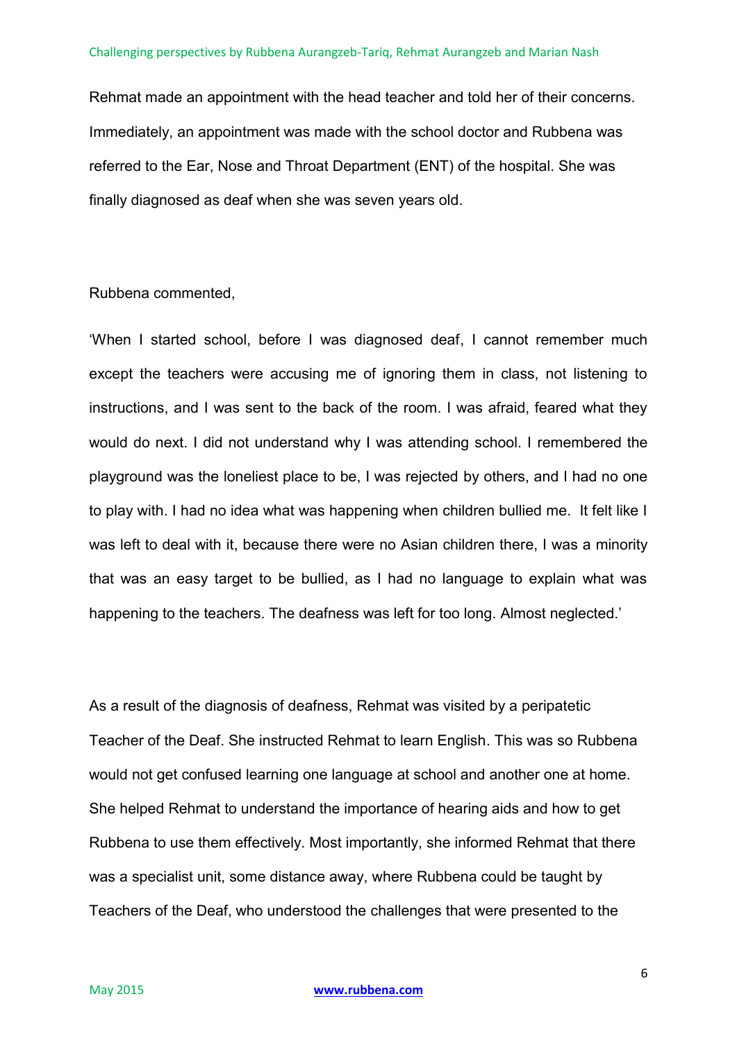Rehmat made an appointment with the head teacher and told her of their concerns. Immediately, an appointment was made with the school doctor and Rubbena was referred to the Ear, Nose and Throat Department (ENT) of the hospital. She was finally diagnosed as deaf when she was seven years old.

Rubbena commented,

'When I started school, before I was diagnosed deaf, I cannot remember much except the teachers were accusing me of ignoring them in class, not listening to instructions, and I was sent to the back of the room. I was afraid, feared what they would do next. I did not understand why I was attending school. I remembered the playground was the loneliest place to be, I was rejected by others, and I had no one to play with. I had no idea what was happening when children bullied me. It felt like I was left to deal with it, because there were no Asian children there, I was a minority that was an easy target to be bullied, as I had no language to explain what was happening to the teachers. The deafness was left for too long. Almost neglected.'

As a result of the diagnosis of deafness, Rehmat was visited by a peripatetic Teacher of the Deaf. She instructed Rehmat to learn English. This was so Rubbena would not get confused learning one language at school and another one at home. She helped Rehmat to understand the importance of hearing aids and how to get Rubbena to use them effectively. Most importantly, she informed Rehmat that there was a specialist unit, some distance away, where Rubbena could be taught by Teachers of the Deaf, who understood the challenges that were presented to the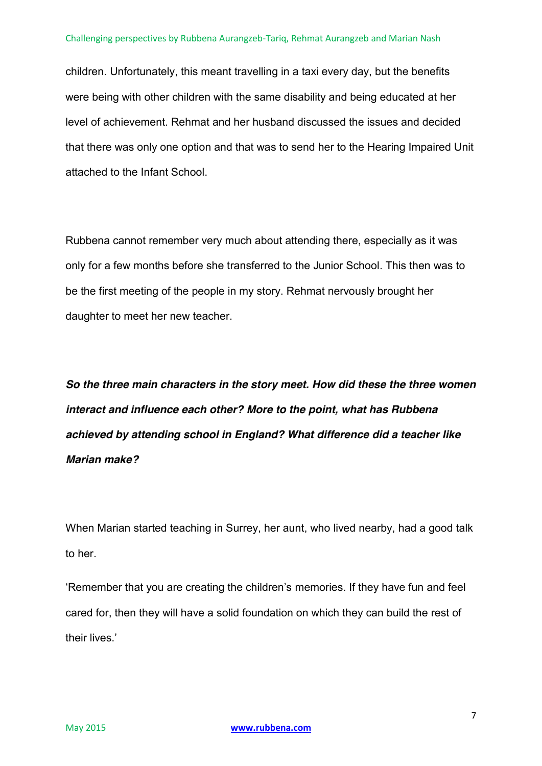children. Unfortunately, this meant travelling in a taxi every day, but the benefits were being with other children with the same disability and being educated at her level of achievement. Rehmat and her husband discussed the issues and decided that there was only one option and that was to send her to the Hearing Impaired Unit attached to the Infant School.

Rubbena cannot remember very much about attending there, especially as it was only for a few months before she transferred to the Junior School. This then was to be the first meeting of the people in my story. Rehmat nervously brought her daughter to meet her new teacher.

***So the three main characters in the story meet. How did these the three women interact and influence each other? More to the point, what has Rubbena achieved by attending school in England? What difference did a teacher like Marian make?***

When Marian started teaching in Surrey, her aunt, who lived nearby, had a good talk to her.

'Remember that you are creating the children's memories. If they have fun and feel cared for, then they will have a solid foundation on which they can build the rest of their lives.'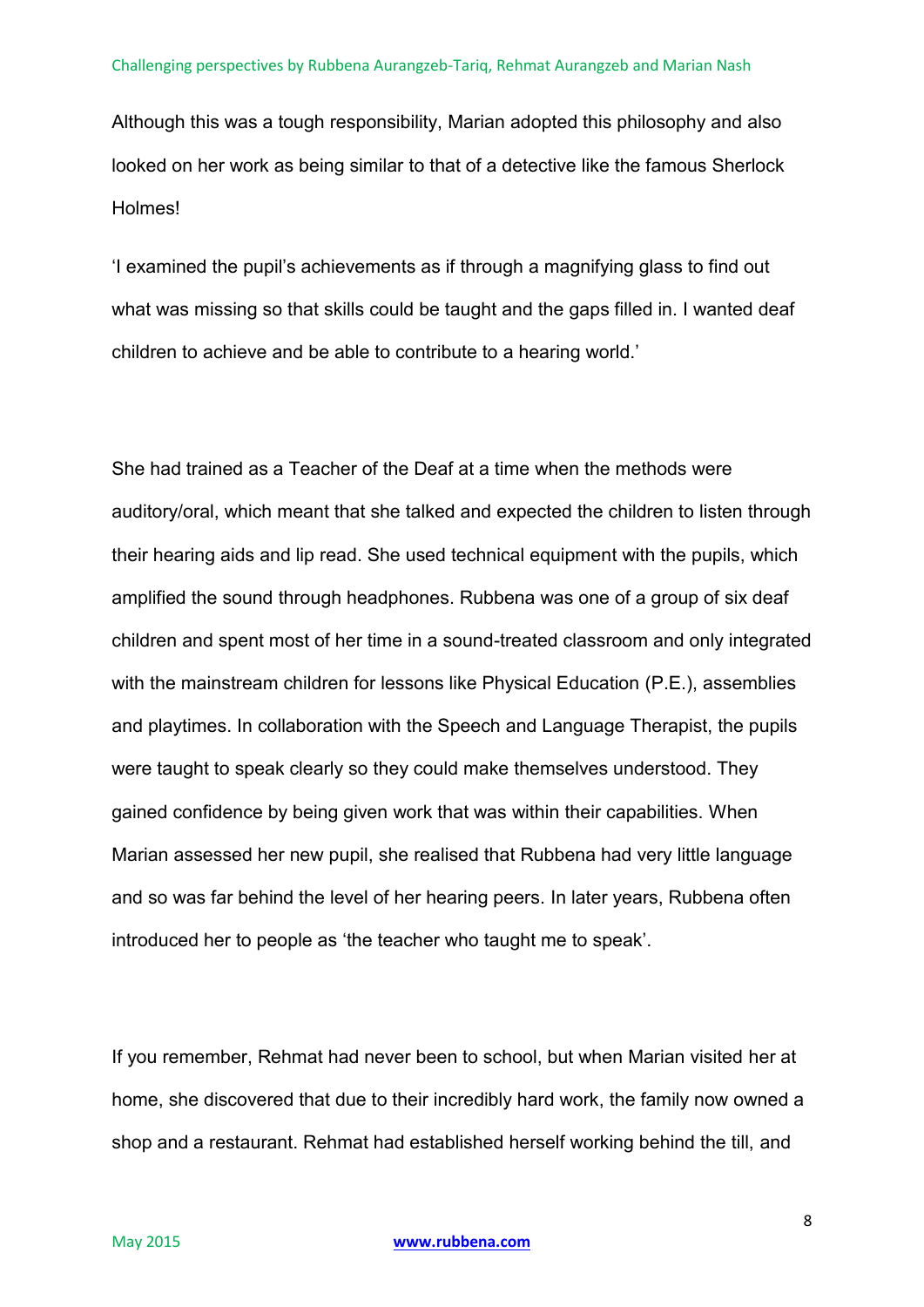Although this was a tough responsibility, Marian adopted this philosophy and also looked on her work as being similar to that of a detective like the famous Sherlock Holmes!

'I examined the pupil's achievements as if through a magnifying glass to find out what was missing so that skills could be taught and the gaps filled in. I wanted deaf children to achieve and be able to contribute to a hearing world.'

She had trained as a Teacher of the Deaf at a time when the methods were auditory/oral, which meant that she talked and expected the children to listen through their hearing aids and lip read. She used technical equipment with the pupils, which amplified the sound through headphones. Rubbena was one of a group of six deaf children and spent most of her time in a sound-treated classroom and only integrated with the mainstream children for lessons like Physical Education (P.E.), assemblies and playtimes. In collaboration with the Speech and Language Therapist, the pupils were taught to speak clearly so they could make themselves understood. They gained confidence by being given work that was within their capabilities. When Marian assessed her new pupil, she realised that Rubbena had very little language and so was far behind the level of her hearing peers. In later years, Rubbena often introduced her to people as 'the teacher who taught me to speak'.

If you remember, Rehmat had never been to school, but when Marian visited her at home, she discovered that due to their incredibly hard work, the family now owned a shop and a restaurant. Rehmat had established herself working behind the till, and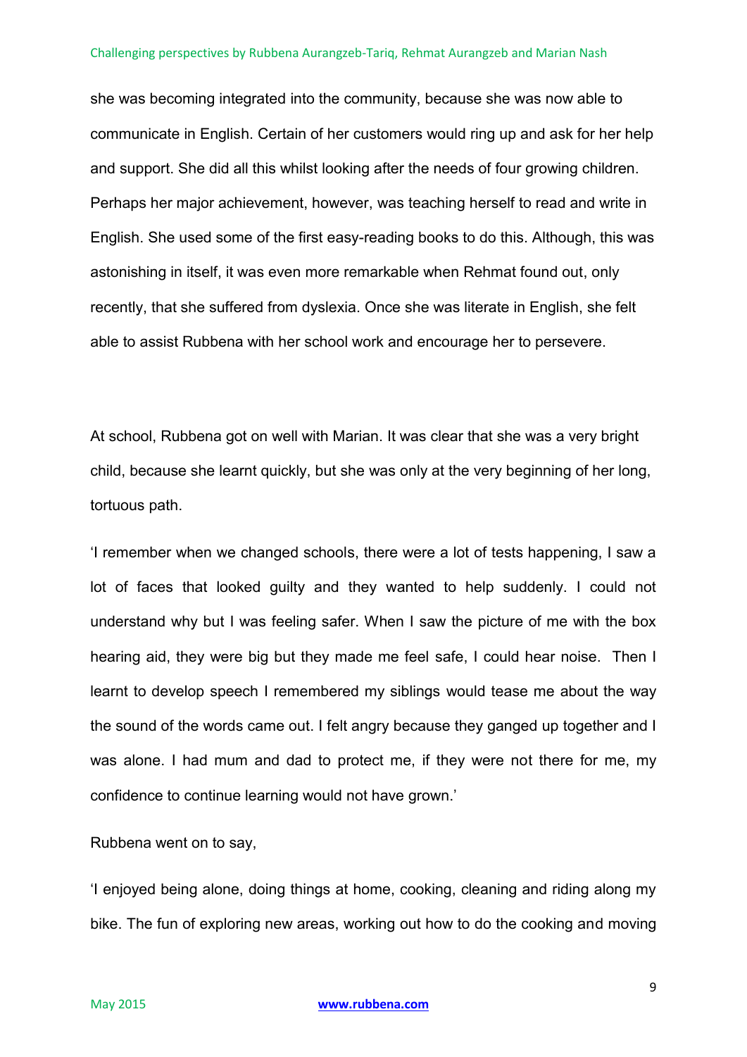she was becoming integrated into the community, because she was now able to communicate in English. Certain of her customers would ring up and ask for her help and support. She did all this whilst looking after the needs of four growing children. Perhaps her major achievement, however, was teaching herself to read and write in English. She used some of the first easy-reading books to do this. Although, this was astonishing in itself, it was even more remarkable when Rehmat found out, only recently, that she suffered from dyslexia. Once she was literate in English, she felt able to assist Rubbena with her school work and encourage her to persevere.

At school, Rubbena got on well with Marian. It was clear that she was a very bright child, because she learnt quickly, but she was only at the very beginning of her long, tortuous path.

'I remember when we changed schools, there were a lot of tests happening, I saw a lot of faces that looked guilty and they wanted to help suddenly. I could not understand why but I was feeling safer. When I saw the picture of me with the box hearing aid, they were big but they made me feel safe, I could hear noise. Then I learnt to develop speech I remembered my siblings would tease me about the way the sound of the words came out. I felt angry because they ganged up together and I was alone. I had mum and dad to protect me, if they were not there for me, my confidence to continue learning would not have grown.'

Rubbena went on to say,

'I enjoyed being alone, doing things at home, cooking, cleaning and riding along my bike. The fun of exploring new areas, working out how to do the cooking and moving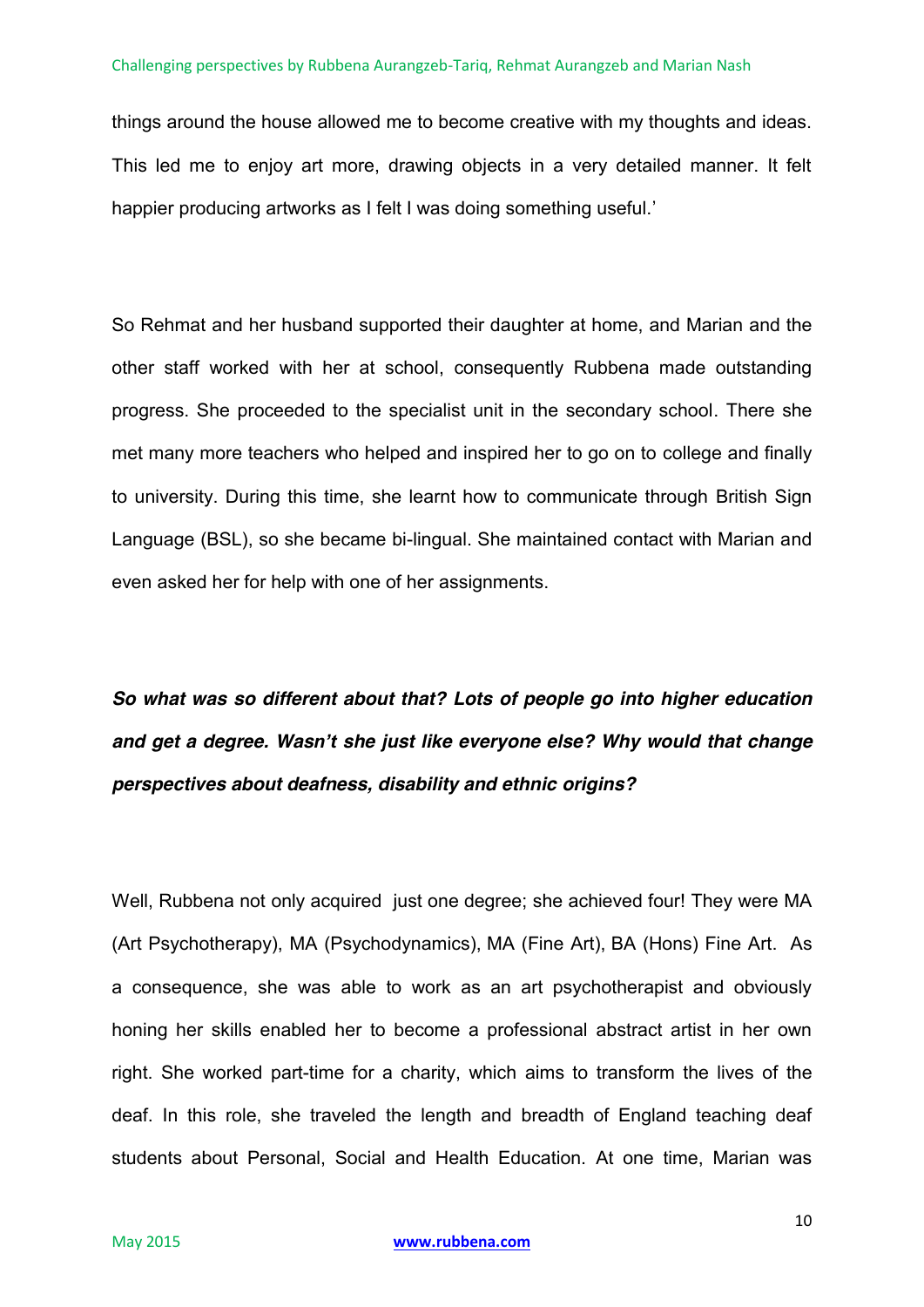things around the house allowed me to become creative with my thoughts and ideas. This led me to enjoy art more, drawing objects in a very detailed manner. It felt happier producing artworks as I felt I was doing something useful.'

So Rehmat and her husband supported their daughter at home, and Marian and the other staff worked with her at school, consequently Rubbena made outstanding progress. She proceeded to the specialist unit in the secondary school. There she met many more teachers who helped and inspired her to go on to college and finally to university. During this time, she learnt how to communicate through British Sign Language (BSL), so she became bi-lingual. She maintained contact with Marian and even asked her for help with one of her assignments.

***So what was so different about that? Lots of people go into higher education and get a degree. Wasn't she just like everyone else? Why would that change perspectives about deafness, disability and ethnic origins?***

Well, Rubbena not only acquired just one degree; she achieved four! They were MA (Art Psychotherapy), MA (Psychodynamics), MA (Fine Art), BA (Hons) Fine Art. As a consequence, she was able to work as an art psychotherapist and obviously honing her skills enabled her to become a professional abstract artist in her own right. She worked part-time for a charity, which aims to transform the lives of the deaf. In this role, she traveled the length and breadth of England teaching deaf students about Personal, Social and Health Education. At one time, Marian was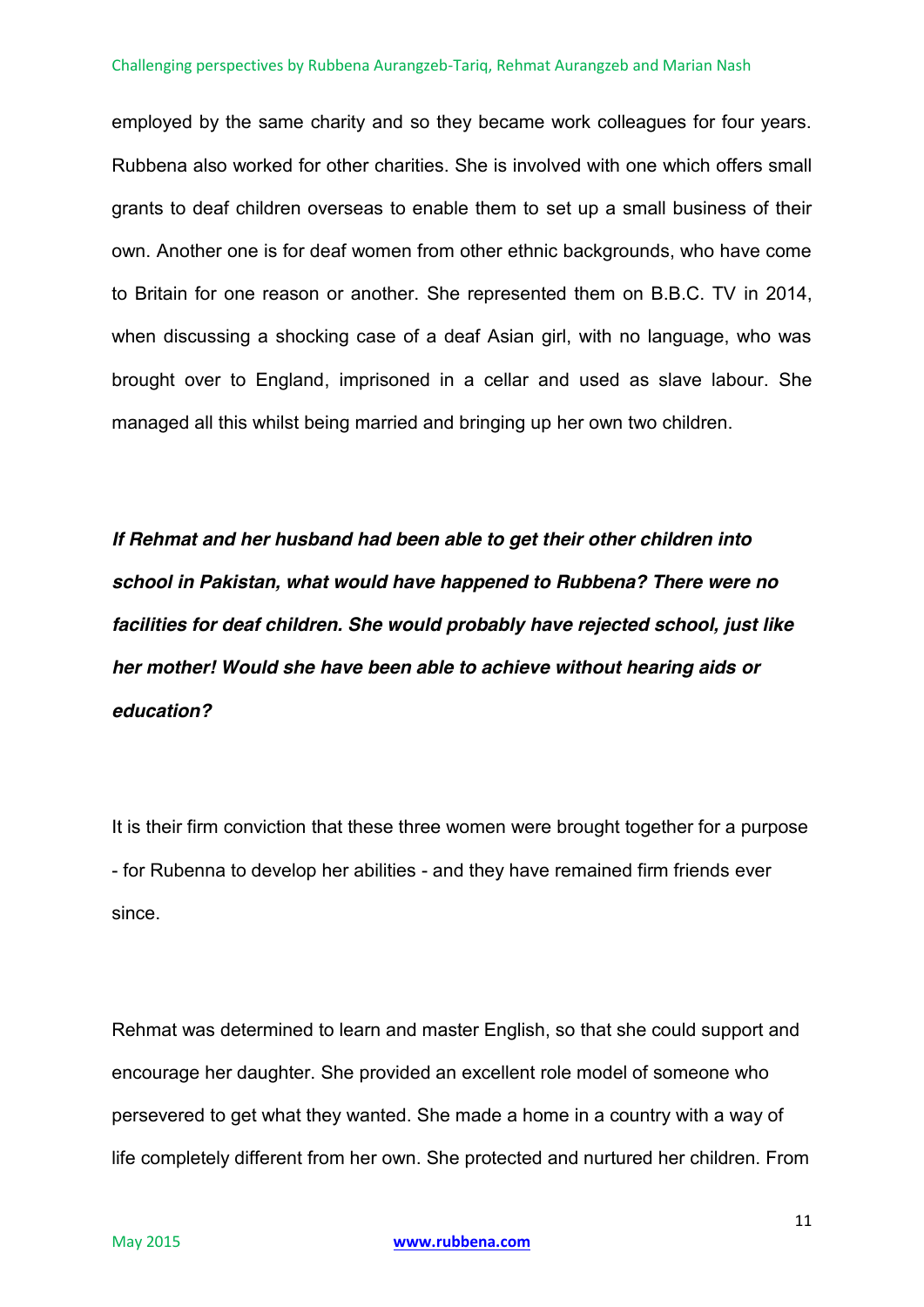employed by the same charity and so they became work colleagues for four years. Rubbena also worked for other charities. She is involved with one which offers small grants to deaf children overseas to enable them to set up a small business of their own. Another one is for deaf women from other ethnic backgrounds, who have come to Britain for one reason or another. She represented them on B.B.C. TV in 2014, when discussing a shocking case of a deaf Asian girl, with no language, who was brought over to England, imprisoned in a cellar and used as slave labour. She managed all this whilst being married and bringing up her own two children.

***If Rehmat and her husband had been able to get their other children into school in Pakistan, what would have happened to Rubbena? There were no facilities for deaf children. She would probably have rejected school, just like her mother! Would she have been able to achieve without hearing aids or education?***

It is their firm conviction that these three women were brought together for a purpose - for Rubenna to develop her abilities - and they have remained firm friends ever since.

Rehmat was determined to learn and master English, so that she could support and encourage her daughter. She provided an excellent role model of someone who persevered to get what they wanted. She made a home in a country with a way of life completely different from her own. She protected and nurtured her children. From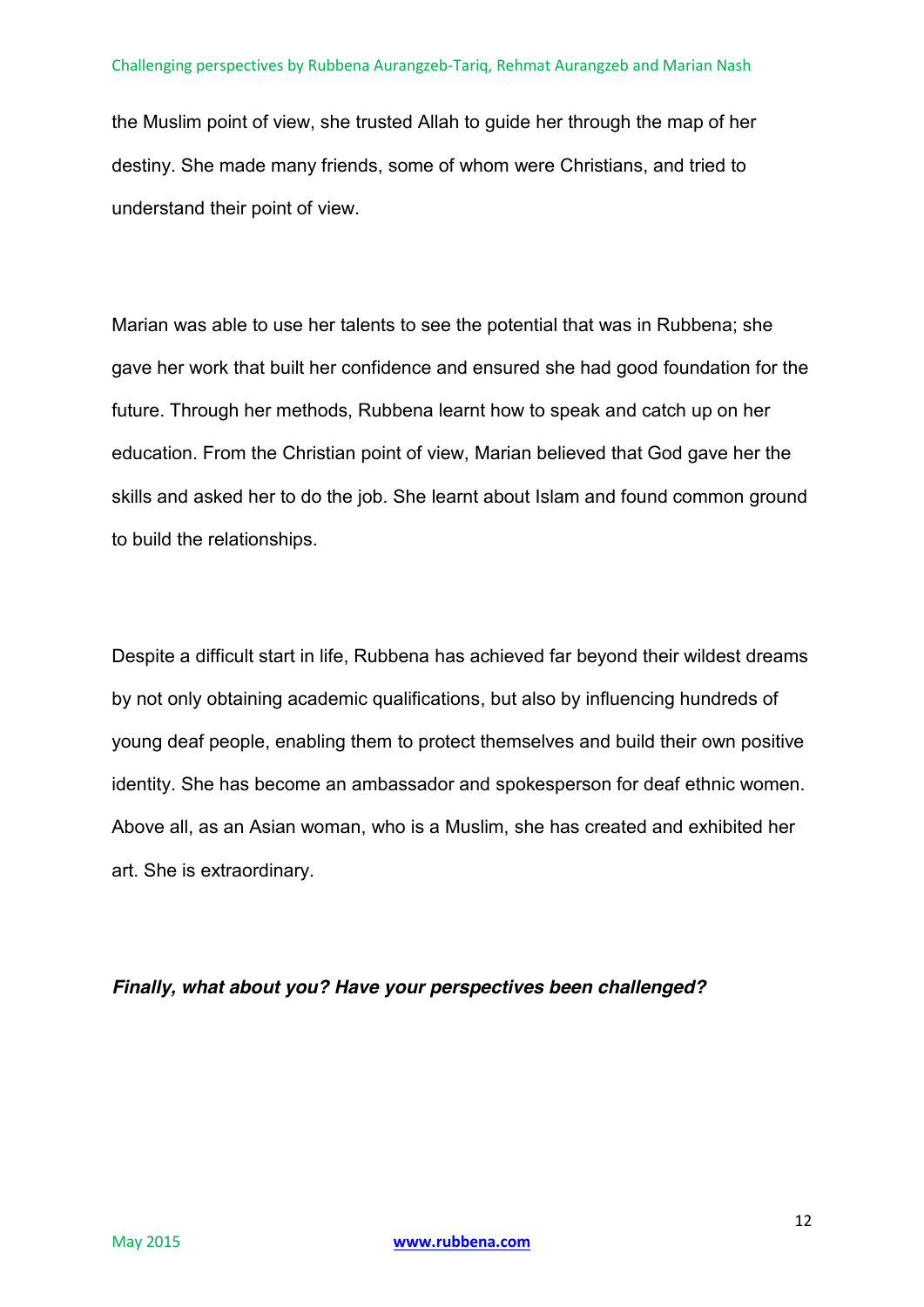the Muslim point of view, she trusted Allah to guide her through the map of her destiny. She made many friends, some of whom were Christians, and tried to understand their point of view.

Marian was able to use her talents to see the potential that was in Rubbena; she gave her work that built her confidence and ensured she had good foundation for the future. Through her methods, Rubbena learnt how to speak and catch up on her education. From the Christian point of view, Marian believed that God gave her the skills and asked her to do the job. She learnt about Islam and found common ground to build the relationships.

Despite a difficult start in life, Rubbena has achieved far beyond their wildest dreams by not only obtaining academic qualifications, but also by influencing hundreds of young deaf people, enabling them to protect themselves and build their own positive identity. She has become an ambassador and spokesperson for deaf ethnic women. Above all, as an Asian woman, who is a Muslim, she has created and exhibited her art. She is extraordinary.

***Finally, what about you? Have your perspectives been challenged?***